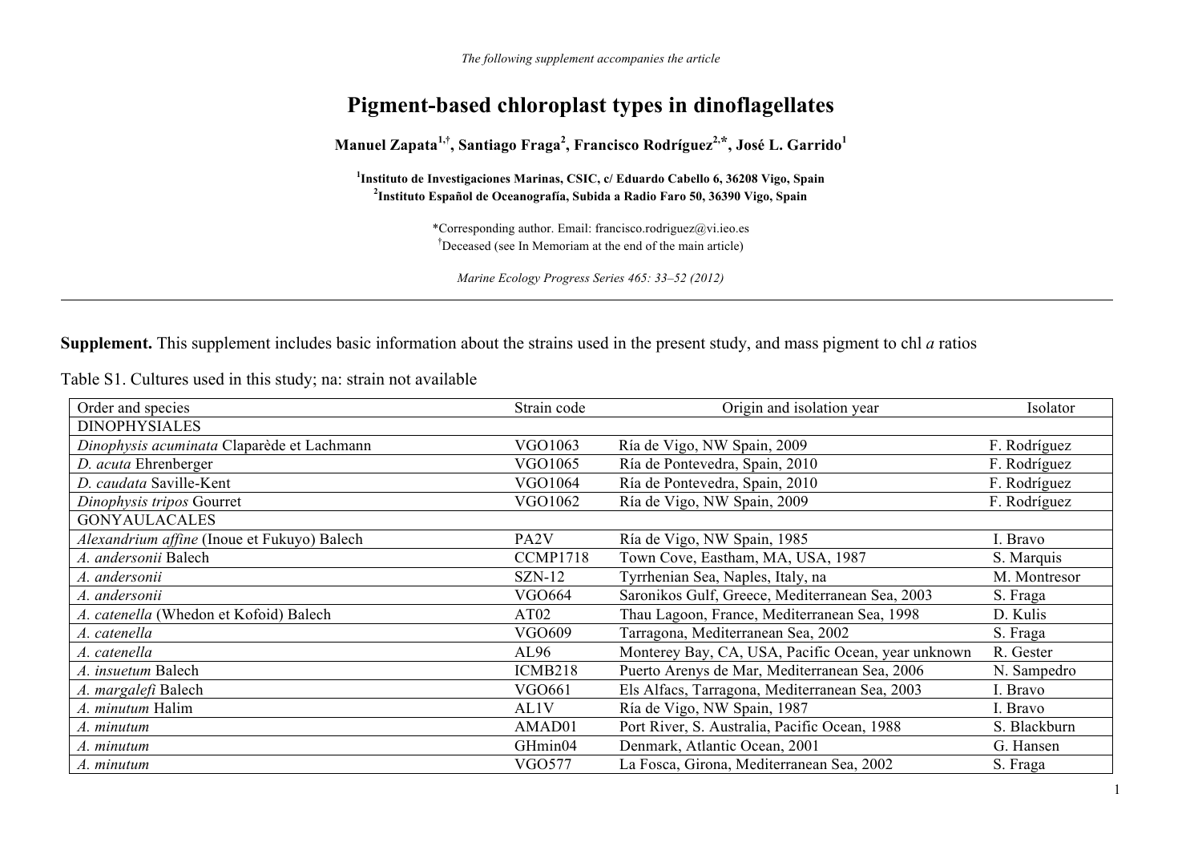*The following supplement accompanies the article*

# Pigment-based chloroplast types in dinoflagellates

**Manuel Zapata[1,†], Santiago Fraga[2], Francisco Rodríguez[2,*], José L. Garrido[1]**

**[1]Instituto de Investigaciones Marinas, CSIC, c/ Eduardo Cabello 6, 36208 Vigo, Spain**
**[2]Instituto Español de Oceanografía, Subida a Radio Faro 50, 36390 Vigo, Spain**

*Corresponding author. Email: francisco.rodriguez@vi.ieo.es
[†]Deceased (see In Memoriam at the end of the main article)

*Marine Ecology Progress Series 465: 33–52 (2012)*

---

**Supplement.** This supplement includes basic information about the strains used in the present study, and mass pigment to chl *a* ratios

Table S1. Cultures used in this study; na: strain not available

| Order and species | Strain code | Origin and isolation year | Isolator |
|---|---|---|---|
| DINOPHYSIALES | | | |
| *Dinophysis acuminata* Claparède et Lachmann | VGO1063 | Ría de Vigo, NW Spain, 2009 | F. Rodríguez |
| *D. acuta* Ehrenberger | VGO1065 | Ría de Pontevedra, Spain, 2010 | F. Rodríguez |
| *D. caudata* Saville-Kent | VGO1064 | Ría de Pontevedra, Spain, 2010 | F. Rodríguez |
| *Dinophysis tripos* Gourret | VGO1062 | Ría de Vigo, NW Spain, 2009 | F. Rodríguez |
| GONYAULACALES | | | |
| *Alexandrium affine* (Inoue et Fukuyo) Balech | PA2V | Ría de Vigo, NW Spain, 1985 | I. Bravo |
| *A. andersonii* Balech | CCMP1718 | Town Cove, Eastham, MA, USA, 1987 | S. Marquis |
| *A. andersonii* | SZN-12 | Tyrrhenian Sea, Naples, Italy, na | M. Montresor |
| *A. andersonii* | VGO664 | Saronikos Gulf, Greece, Mediterranean Sea, 2003 | S. Fraga |
| *A. catenella* (Whedon et Kofoid) Balech | AT02 | Thau Lagoon, France, Mediterranean Sea, 1998 | D. Kulis |
| *A. catenella* | VGO609 | Tarragona, Mediterranean Sea, 2002 | S. Fraga |
| *A. catenella* | AL96 | Monterey Bay, CA, USA, Pacific Ocean, year unknown | R. Gester |
| *A. insuetum* Balech | ICMB218 | Puerto Arenys de Mar, Mediterranean Sea, 2006 | N. Sampedro |
| *A. margalefi* Balech | VGO661 | Els Alfacs, Tarragona, Mediterranean Sea, 2003 | I. Bravo |
| *A. minutum* Halim | AL1V | Ría de Vigo, NW Spain, 1987 | I. Bravo |
| *A. minutum* | AMAD01 | Port River, S. Australia, Pacific Ocean, 1988 | S. Blackburn |
| *A. minutum* | GHmin04 | Denmark, Atlantic Ocean, 2001 | G. Hansen |
| *A. minutum* | VGO577 | La Fosca, Girona, Mediterranean Sea, 2002 | S. Fraga |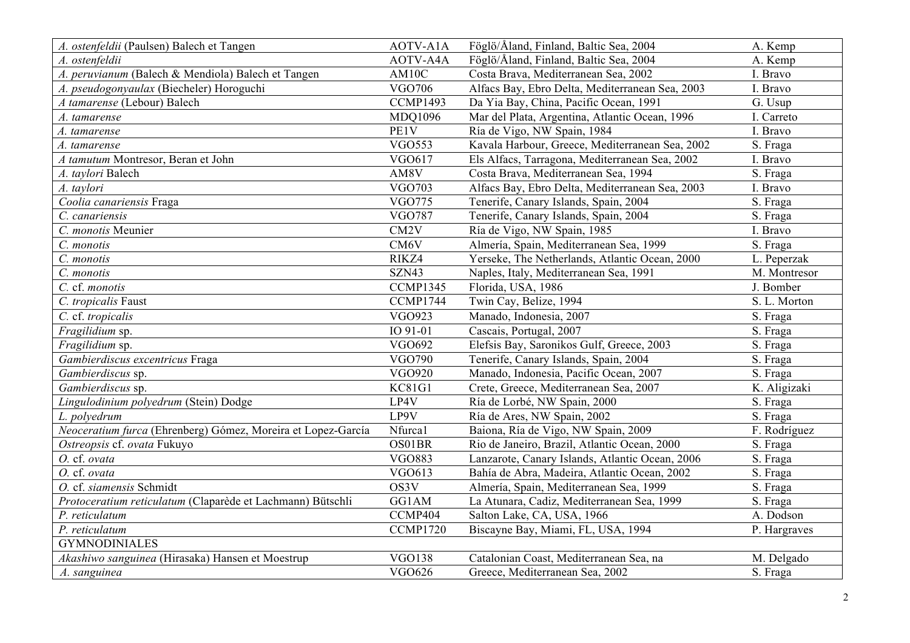| | | | |
|---|---|---|---|
| *A. ostenfeldii* (Paulsen) Balech et Tangen | AOTV-A1A | Föglö/Åland, Finland, Baltic Sea, 2004 | A. Kemp |
| *A. ostenfeldii* | AOTV-A4A | Föglö/Åland, Finland, Baltic Sea, 2004 | A. Kemp |
| *A. peruvianum* (Balech & Mendiola) Balech et Tangen | AM10C | Costa Brava, Mediterranean Sea, 2002 | I. Bravo |
| *A. pseudogonyaulax* (Biecheler) Horoguchi | VGO706 | Alfacs Bay, Ebro Delta, Mediterranean Sea, 2003 | I. Bravo |
| *A tamarense* (Lebour) Balech | CCMP1493 | Da Yia Bay, China, Pacific Ocean, 1991 | G. Usup |
| *A. tamarense* | MDQ1096 | Mar del Plata, Argentina, Atlantic Ocean, 1996 | I. Carreto |
| *A. tamarense* | PE1V | Ría de Vigo, NW Spain, 1984 | I. Bravo |
| *A. tamarense* | VGO553 | Kavala Harbour, Greece, Mediterranean Sea, 2002 | S. Fraga |
| *A tamutum* Montresor, Beran et John | VGO617 | Els Alfacs, Tarragona, Mediterranean Sea, 2002 | I. Bravo |
| *A. taylori* Balech | AM8V | Costa Brava, Mediterranean Sea, 1994 | S. Fraga |
| *A. taylori* | VGO703 | Alfacs Bay, Ebro Delta, Mediterranean Sea, 2003 | I. Bravo |
| *Coolia canariensis* Fraga | VGO775 | Tenerife, Canary Islands, Spain, 2004 | S. Fraga |
| *C. canariensis* | VGO787 | Tenerife, Canary Islands, Spain, 2004 | S. Fraga |
| *C. monotis* Meunier | CM2V | Ría de Vigo, NW Spain, 1985 | I. Bravo |
| *C. monotis* | CM6V | Almería, Spain, Mediterranean Sea, 1999 | S. Fraga |
| *C. monotis* | RIKZ4 | Yerseke, The Netherlands, Atlantic Ocean, 2000 | L. Peperzak |
| *C. monotis* | SZN43 | Naples, Italy, Mediterranean Sea, 1991 | M. Montresor |
| *C.* cf. *monotis* | CCMP1345 | Florida, USA, 1986 | J. Bomber |
| *C. tropicalis* Faust | CCMP1744 | Twin Cay, Belize, 1994 | S. L. Morton |
| *C.* cf. *tropicalis* | VGO923 | Manado, Indonesia, 2007 | S. Fraga |
| *Fragilidium* sp. | IO 91-01 | Cascais, Portugal, 2007 | S. Fraga |
| *Fragilidium* sp. | VGO692 | Elefsis Bay, Saronikos Gulf, Greece, 2003 | S. Fraga |
| *Gambierdiscus excentricus* Fraga | VGO790 | Tenerife, Canary Islands, Spain, 2004 | S. Fraga |
| *Gambierdiscus* sp. | VGO920 | Manado, Indonesia, Pacific Ocean, 2007 | S. Fraga |
| *Gambierdiscus* sp. | KC81G1 | Crete, Greece, Mediterranean Sea, 2007 | K. Aligizaki |
| *Lingulodinium polyedrum* (Stein) Dodge | LP4V | Ría de Lorbé, NW Spain, 2000 | S. Fraga |
| *L. polyedrum* | LP9V | Ría de Ares, NW Spain, 2002 | S. Fraga |
| *Neoceratium furca* (Ehrenberg) Gómez, Moreira et Lopez-García | Nfurca1 | Baiona, Ría de Vigo, NW Spain, 2009 | F. Rodríguez |
| *Ostreopsis* cf. *ovata* Fukuyo | OS01BR | Rio de Janeiro, Brazil, Atlantic Ocean, 2000 | S. Fraga |
| *O.* cf. *ovata* | VGO883 | Lanzarote, Canary Islands, Atlantic Ocean, 2006 | S. Fraga |
| *O.* cf. *ovata* | VGO613 | Bahía de Abra, Madeira, Atlantic Ocean, 2002 | S. Fraga |
| *O.* cf. *siamensis* Schmidt | OS3V | Almería, Spain, Mediterranean Sea, 1999 | S. Fraga |
| *Protoceratium reticulatum* (Claparède et Lachmann) Bütschli | GG1AM | La Atunara, Cadiz, Mediterranean Sea, 1999 | S. Fraga |
| *P. reticulatum* | CCMP404 | Salton Lake, CA, USA, 1966 | A. Dodson |
| *P. reticulatum* | CCMP1720 | Biscayne Bay, Miami, FL, USA, 1994 | P. Hargraves |
| GYMNODINIALES | | | |
| *Akashiwo sanguinea* (Hirasaka) Hansen et Moestrup | VGO138 | Catalonian Coast, Mediterranean Sea, na | M. Delgado |
| *A. sanguinea* | VGO626 | Greece, Mediterranean Sea, 2002 | S. Fraga |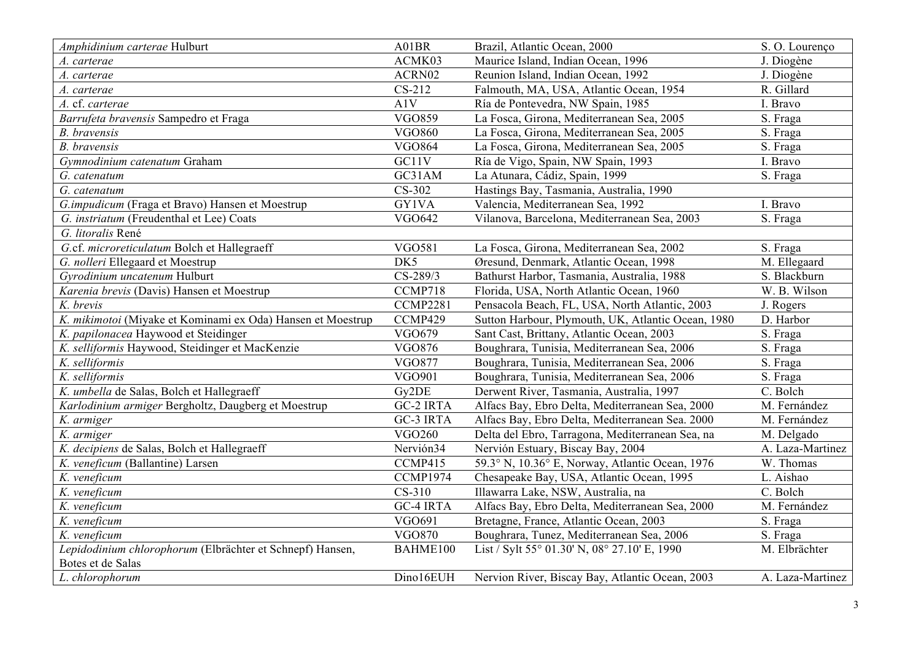| | | | |
|---|---|---|---|
| *Amphidinium carterae* Hulburt | A01BR | Brazil, Atlantic Ocean, 2000 | S. O. Lourenço |
| *A. carterae* | ACMK03 | Maurice Island, Indian Ocean, 1996 | J. Diogène |
| *A. carterae* | ACRN02 | Reunion Island, Indian Ocean, 1992 | J. Diogène |
| *A. carterae* | CS-212 | Falmouth, MA, USA, Atlantic Ocean, 1954 | R. Gillard |
| *A.* cf. *carterae* | A1V | Ría de Pontevedra, NW Spain, 1985 | I. Bravo |
| *Barrufeta bravensis* Sampedro et Fraga | VGO859 | La Fosca, Girona, Mediterranean Sea, 2005 | S. Fraga |
| *B. bravensis* | VGO860 | La Fosca, Girona, Mediterranean Sea, 2005 | S. Fraga |
| *B. bravensis* | VGO864 | La Fosca, Girona, Mediterranean Sea, 2005 | S. Fraga |
| *Gymnodinium catenatum* Graham | GC11V | Ría de Vigo, Spain, NW Spain, 1993 | I. Bravo |
| *G. catenatum* | GC31AM | La Atunara, Cádiz, Spain, 1999 | S. Fraga |
| *G. catenatum* | CS-302 | Hastings Bay, Tasmania, Australia, 1990 | |
| *G.impudicum* (Fraga et Bravo) Hansen et Moestrup | GY1VA | Valencia, Mediterranean Sea, 1992 | I. Bravo |
| *G. instriatum* (Freudenthal et Lee) Coats | VGO642 | Vilanova, Barcelona, Mediterranean Sea, 2003 | S. Fraga |
| *G. litoralis* René | | | |
| *G.*cf. *microreticulatum* Bolch et Hallegraeff | VGO581 | La Fosca, Girona, Mediterranean Sea, 2002 | S. Fraga |
| *G. nolleri* Ellegaard et Moestrup | DK5 | Øresund, Denmark, Atlantic Ocean, 1998 | M. Ellegaard |
| *Gyrodinium uncatenum* Hulburt | CS-289/3 | Bathurst Harbor, Tasmania, Australia, 1988 | S. Blackburn |
| *Karenia brevis* (Davis) Hansen et Moestrup | CCMP718 | Florida, USA, North Atlantic Ocean, 1960 | W. B. Wilson |
| *K. brevis* | CCMP2281 | Pensacola Beach, FL, USA, North Atlantic, 2003 | J. Rogers |
| *K. mikimotoi* (Miyake et Kominami ex Oda) Hansen et Moestrup | CCMP429 | Sutton Harbour, Plymouth, UK, Atlantic Ocean, 1980 | D. Harbor |
| *K. papilonacea* Haywood et Steidinger | VGO679 | Sant Cast, Brittany, Atlantic Ocean, 2003 | S. Fraga |
| *K. selliformis* Haywood, Steidinger et MacKenzie | VGO876 | Boughrara, Tunisia, Mediterranean Sea, 2006 | S. Fraga |
| *K. selliformis* | VGO877 | Boughrara, Tunisia, Mediterranean Sea, 2006 | S. Fraga |
| *K. selliformis* | VGO901 | Boughrara, Tunisia, Mediterranean Sea, 2006 | S. Fraga |
| *K. umbella* de Salas, Bolch et Hallegraeff | Gy2DE | Derwent River, Tasmania, Australia, 1997 | C. Bolch |
| *Karlodinium armiger* Bergholtz, Daugberg et Moestrup | GC-2 IRTA | Alfacs Bay, Ebro Delta, Mediterranean Sea, 2000 | M. Fernández |
| *K. armiger* | GC-3 IRTA | Alfacs Bay, Ebro Delta, Mediterranean Sea. 2000 | M. Fernández |
| *K. armiger* | VGO260 | Delta del Ebro, Tarragona, Mediterranean Sea, na | M. Delgado |
| *K. decipiens* de Salas, Bolch et Hallegraeff | Nervión34 | Nervión Estuary, Biscay Bay, 2004 | A. Laza-Martinez |
| *K. veneficum* (Ballantine) Larsen | CCMP415 | 59.3° N, 10.36° E, Norway, Atlantic Ocean, 1976 | W. Thomas |
| *K. veneficum* | CCMP1974 | Chesapeake Bay, USA, Atlantic Ocean, 1995 | L. Aishao |
| *K. veneficum* | CS-310 | Illawarra Lake, NSW, Australia, na | C. Bolch |
| *K. veneficum* | GC-4 IRTA | Alfacs Bay, Ebro Delta, Mediterranean Sea, 2000 | M. Fernández |
| *K. veneficum* | VGO691 | Bretagne, France, Atlantic Ocean, 2003 | S. Fraga |
| *K. veneficum* | VGO870 | Boughrara, Tunez, Mediterranean Sea, 2006 | S. Fraga |
| *Lepidodinium chlorophorum* (Elbrächter et Schnepf) Hansen, Botes et de Salas | BAHME100 | List / Sylt 55° 01.30' N, 08° 27.10' E, 1990 | M. Elbrächter |
| *L. chlorophorum* | Dino16EUH | Nervion River, Biscay Bay, Atlantic Ocean, 2003 | A. Laza-Martinez |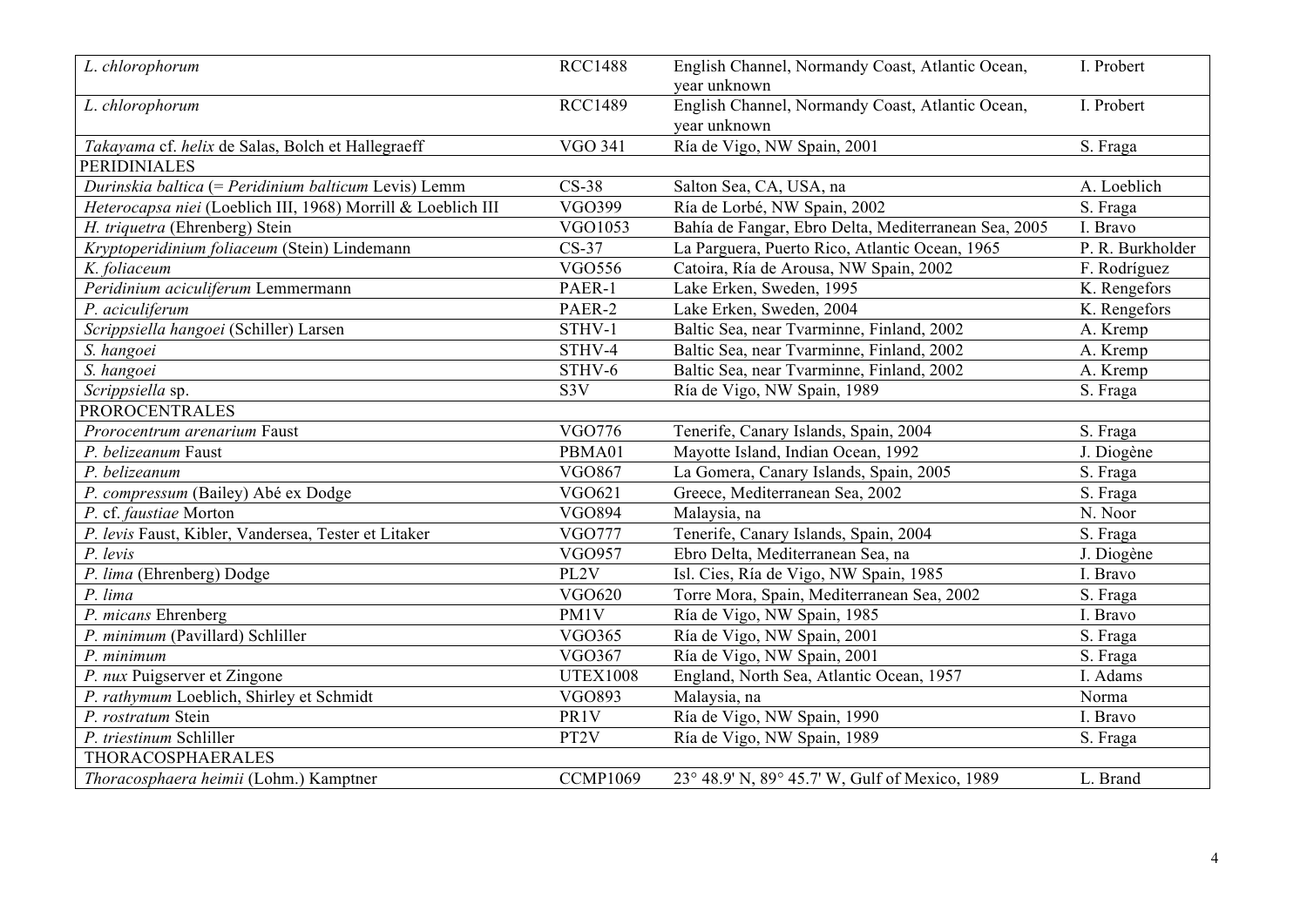| | | | |
|---|---|---|---|
| *L. chlorophorum* | RCC1488 | English Channel, Normandy Coast, Atlantic Ocean, year unknown | I. Probert |
| *L. chlorophorum* | RCC1489 | English Channel, Normandy Coast, Atlantic Ocean, year unknown | I. Probert |
| *Takayama* cf. *helix* de Salas, Bolch et Hallegraeff | VGO 341 | Ría de Vigo, NW Spain, 2001 | S. Fraga |
| PERIDINIALES | | | |
| *Durinskia baltica* (= *Peridinium balticum* Levis) Lemm | CS-38 | Salton Sea, CA, USA, na | A. Loeblich |
| *Heterocapsa niei* (Loeblich III, 1968) Morrill & Loeblich III | VGO399 | Ría de Lorbé, NW Spain, 2002 | S. Fraga |
| *H. triquetra* (Ehrenberg) Stein | VGO1053 | Bahía de Fangar, Ebro Delta, Mediterranean Sea, 2005 | I. Bravo |
| *Kryptoperidinium foliaceum* (Stein) Lindemann | CS-37 | La Parguera, Puerto Rico, Atlantic Ocean, 1965 | P. R. Burkholder |
| *K. foliaceum* | VGO556 | Catoira, Ría de Arousa, NW Spain, 2002 | F. Rodríguez |
| *Peridinium aciculiferum* Lemmermann | PAER-1 | Lake Erken, Sweden, 1995 | K. Rengefors |
| *P. aciculiferum* | PAER-2 | Lake Erken, Sweden, 2004 | K. Rengefors |
| *Scrippsiella hangoei* (Schiller) Larsen | STHV-1 | Baltic Sea, near Tvarminne, Finland, 2002 | A. Kremp |
| *S. hangoei* | STHV-4 | Baltic Sea, near Tvarminne, Finland, 2002 | A. Kremp |
| *S. hangoei* | STHV-6 | Baltic Sea, near Tvarminne, Finland, 2002 | A. Kremp |
| *Scrippsiella* sp. | S3V | Ría de Vigo, NW Spain, 1989 | S. Fraga |
| PROROCENTRALES | | | |
| *Prorocentrum arenarium* Faust | VGO776 | Tenerife, Canary Islands, Spain, 2004 | S. Fraga |
| *P. belizeanum* Faust | PBMA01 | Mayotte Island, Indian Ocean, 1992 | J. Diogène |
| *P. belizeanum* | VGO867 | La Gomera, Canary Islands, Spain, 2005 | S. Fraga |
| *P. compressum* (Bailey) Abé ex Dodge | VGO621 | Greece, Mediterranean Sea, 2002 | S. Fraga |
| *P.* cf. *faustiae* Morton | VGO894 | Malaysia, na | N. Noor |
| *P. levis* Faust, Kibler, Vandersea, Tester et Litaker | VGO777 | Tenerife, Canary Islands, Spain, 2004 | S. Fraga |
| *P. levis* | VGO957 | Ebro Delta, Mediterranean Sea, na | J. Diogène |
| *P. lima* (Ehrenberg) Dodge | PL2V | Isl. Cies, Ría de Vigo, NW Spain, 1985 | I. Bravo |
| *P. lima* | VGO620 | Torre Mora, Spain, Mediterranean Sea, 2002 | S. Fraga |
| *P. micans* Ehrenberg | PM1V | Ría de Vigo, NW Spain, 1985 | I. Bravo |
| *P. minimum* (Pavillard) Schliller | VGO365 | Ría de Vigo, NW Spain, 2001 | S. Fraga |
| *P. minimum* | VGO367 | Ría de Vigo, NW Spain, 2001 | S. Fraga |
| *P. nux* Puigserver et Zingone | UTEX1008 | England, North Sea, Atlantic Ocean, 1957 | I. Adams |
| *P. rathymum* Loeblich, Shirley et Schmidt | VGO893 | Malaysia, na | Norma |
| *P. rostratum* Stein | PR1V | Ría de Vigo, NW Spain, 1990 | I. Bravo |
| *P. triestinum* Schliller | PT2V | Ría de Vigo, NW Spain, 1989 | S. Fraga |
| THORACOSPHAERALES | | | |
| *Thoracosphaera heimii* (Lohm.) Kamptner | CCMP1069 | 23° 48.9' N, 89° 45.7' W, Gulf of Mexico, 1989 | L. Brand |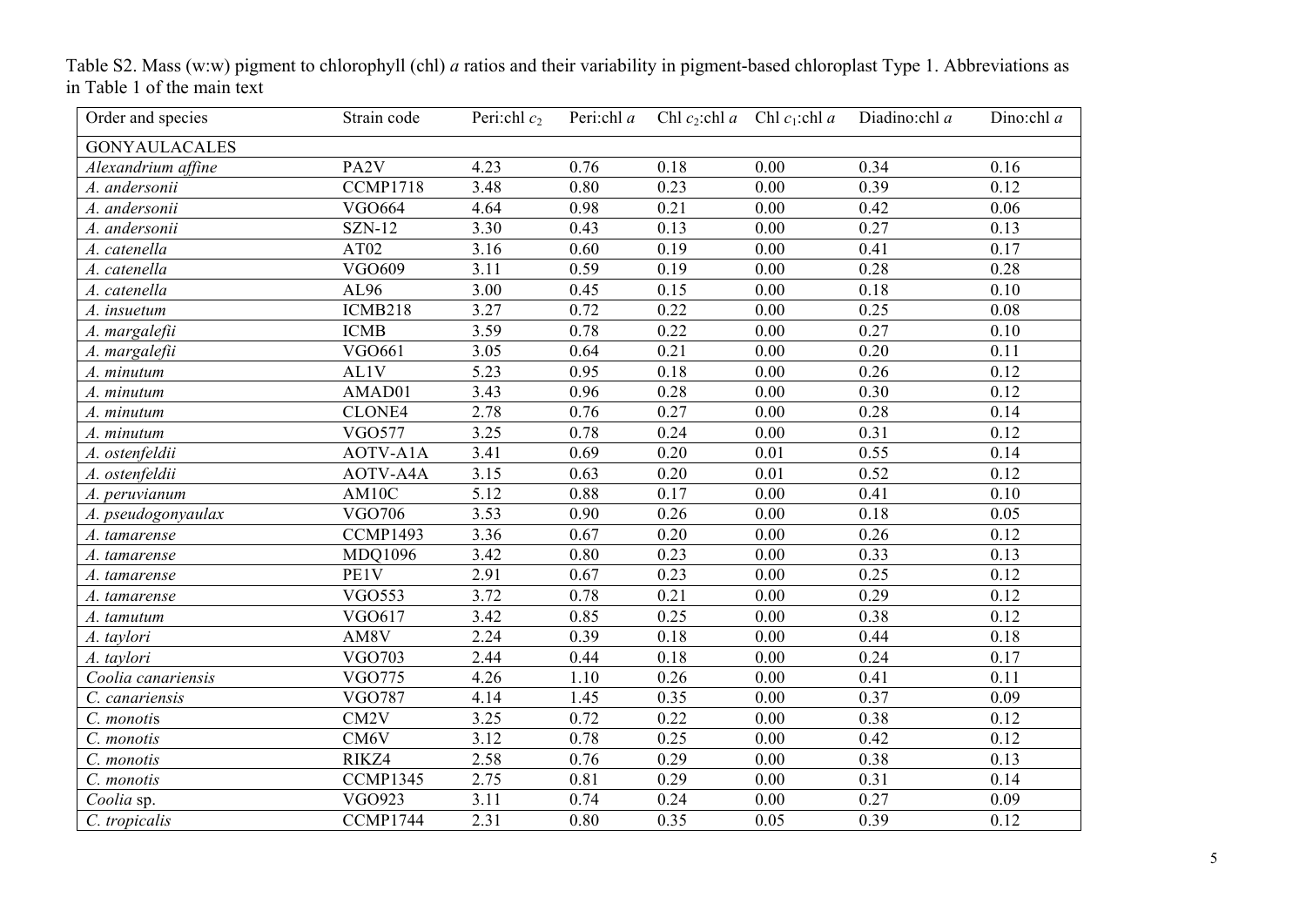Table S2. Mass (w:w) pigment to chlorophyll (chl) *a* ratios and their variability in pigment-based chloroplast Type 1. Abbreviations as in Table 1 of the main text

| Order and species | Strain code | Peri:chl $c_2$ | Peri:chl *a* | Chl $c_2$:chl *a* | Chl $c_1$:chl *a* | Diadino:chl *a* | Dino:chl *a* |
|---|---|---|---|---|---|---|---|
| GONYAULACALES | | | | | | | |
| *Alexandrium affine* | PA2V | 4.23 | 0.76 | 0.18 | 0.00 | 0.34 | 0.16 |
| *A. andersonii* | CCMP1718 | 3.48 | 0.80 | 0.23 | 0.00 | 0.39 | 0.12 |
| *A. andersonii* | VGO664 | 4.64 | 0.98 | 0.21 | 0.00 | 0.42 | 0.06 |
| *A. andersonii* | SZN-12 | 3.30 | 0.43 | 0.13 | 0.00 | 0.27 | 0.13 |
| *A. catenella* | AT02 | 3.16 | 0.60 | 0.19 | 0.00 | 0.41 | 0.17 |
| *A. catenella* | VGO609 | 3.11 | 0.59 | 0.19 | 0.00 | 0.28 | 0.28 |
| *A. catenella* | AL96 | 3.00 | 0.45 | 0.15 | 0.00 | 0.18 | 0.10 |
| *A. insuetum* | ICMB218 | 3.27 | 0.72 | 0.22 | 0.00 | 0.25 | 0.08 |
| *A. margalefii* | ICMB | 3.59 | 0.78 | 0.22 | 0.00 | 0.27 | 0.10 |
| *A. margalefii* | VGO661 | 3.05 | 0.64 | 0.21 | 0.00 | 0.20 | 0.11 |
| *A. minutum* | AL1V | 5.23 | 0.95 | 0.18 | 0.00 | 0.26 | 0.12 |
| *A. minutum* | AMAD01 | 3.43 | 0.96 | 0.28 | 0.00 | 0.30 | 0.12 |
| *A. minutum* | CLONE4 | 2.78 | 0.76 | 0.27 | 0.00 | 0.28 | 0.14 |
| *A. minutum* | VGO577 | 3.25 | 0.78 | 0.24 | 0.00 | 0.31 | 0.12 |
| *A. ostenfeldii* | AOTV-A1A | 3.41 | 0.69 | 0.20 | 0.01 | 0.55 | 0.14 |
| *A. ostenfeldii* | AOTV-A4A | 3.15 | 0.63 | 0.20 | 0.01 | 0.52 | 0.12 |
| *A. peruvianum* | AM10C | 5.12 | 0.88 | 0.17 | 0.00 | 0.41 | 0.10 |
| *A. pseudogonyaulax* | VGO706 | 3.53 | 0.90 | 0.26 | 0.00 | 0.18 | 0.05 |
| *A. tamarense* | CCMP1493 | 3.36 | 0.67 | 0.20 | 0.00 | 0.26 | 0.12 |
| *A. tamarense* | MDQ1096 | 3.42 | 0.80 | 0.23 | 0.00 | 0.33 | 0.13 |
| *A. tamarense* | PE1V | 2.91 | 0.67 | 0.23 | 0.00 | 0.25 | 0.12 |
| *A. tamarense* | VGO553 | 3.72 | 0.78 | 0.21 | 0.00 | 0.29 | 0.12 |
| *A. tamutum* | VGO617 | 3.42 | 0.85 | 0.25 | 0.00 | 0.38 | 0.12 |
| *A. taylori* | AM8V | 2.24 | 0.39 | 0.18 | 0.00 | 0.44 | 0.18 |
| *A. taylori* | VGO703 | 2.44 | 0.44 | 0.18 | 0.00 | 0.24 | 0.17 |
| *Coolia canariensis* | VGO775 | 4.26 | 1.10 | 0.26 | 0.00 | 0.41 | 0.11 |
| *C. canariensis* | VGO787 | 4.14 | 1.45 | 0.35 | 0.00 | 0.37 | 0.09 |
| *C. monotis* | CM2V | 3.25 | 0.72 | 0.22 | 0.00 | 0.38 | 0.12 |
| *C. monotis* | CM6V | 3.12 | 0.78 | 0.25 | 0.00 | 0.42 | 0.12 |
| *C. monotis* | RIKZ4 | 2.58 | 0.76 | 0.29 | 0.00 | 0.38 | 0.13 |
| *C. monotis* | CCMP1345 | 2.75 | 0.81 | 0.29 | 0.00 | 0.31 | 0.14 |
| *Coolia* sp. | VGO923 | 3.11 | 0.74 | 0.24 | 0.00 | 0.27 | 0.09 |
| *C. tropicalis* | CCMP1744 | 2.31 | 0.80 | 0.35 | 0.05 | 0.39 | 0.12 |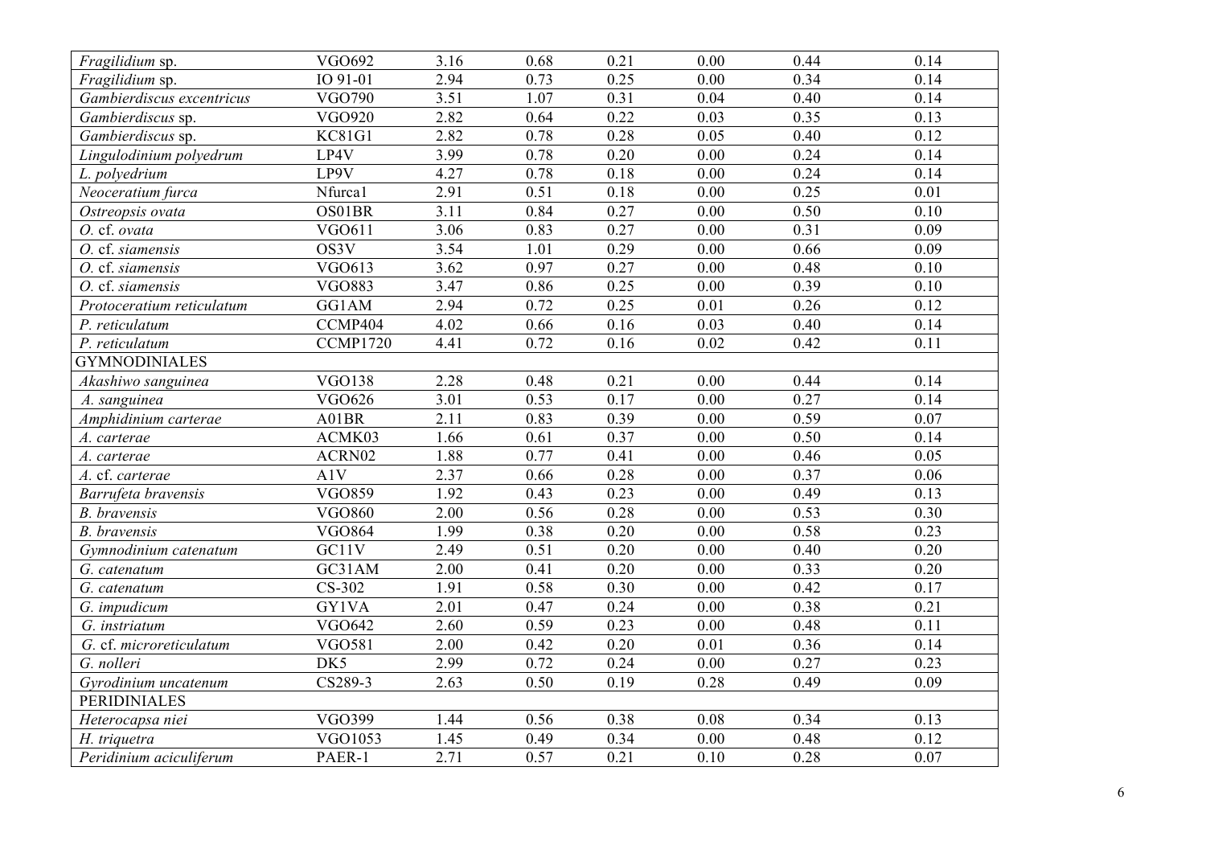| | | | | | | | |
|---|---|---|---|---|---|---|---|
| *Fragilidium* sp. | VGO692 | 3.16 | 0.68 | 0.21 | 0.00 | 0.44 | 0.14 |
| *Fragilidium* sp. | IO 91-01 | 2.94 | 0.73 | 0.25 | 0.00 | 0.34 | 0.14 |
| *Gambierdiscus excentricus* | VGO790 | 3.51 | 1.07 | 0.31 | 0.04 | 0.40 | 0.14 |
| *Gambierdiscus* sp. | VGO920 | 2.82 | 0.64 | 0.22 | 0.03 | 0.35 | 0.13 |
| *Gambierdiscus* sp. | KC81G1 | 2.82 | 0.78 | 0.28 | 0.05 | 0.40 | 0.12 |
| *Lingulodinium polyedrum* | LP4V | 3.99 | 0.78 | 0.20 | 0.00 | 0.24 | 0.14 |
| *L. polyedrium* | LP9V | 4.27 | 0.78 | 0.18 | 0.00 | 0.24 | 0.14 |
| *Neoceratium furca* | Nfurca1 | 2.91 | 0.51 | 0.18 | 0.00 | 0.25 | 0.01 |
| *Ostreopsis ovata* | OS01BR | 3.11 | 0.84 | 0.27 | 0.00 | 0.50 | 0.10 |
| *O.* cf. *ovata* | VGO611 | 3.06 | 0.83 | 0.27 | 0.00 | 0.31 | 0.09 |
| *O.* cf. *siamensis* | OS3V | 3.54 | 1.01 | 0.29 | 0.00 | 0.66 | 0.09 |
| *O.* cf. *siamensis* | VGO613 | 3.62 | 0.97 | 0.27 | 0.00 | 0.48 | 0.10 |
| *O.* cf. *siamensis* | VGO883 | 3.47 | 0.86 | 0.25 | 0.00 | 0.39 | 0.10 |
| *Protoceratium reticulatum* | GG1AM | 2.94 | 0.72 | 0.25 | 0.01 | 0.26 | 0.12 |
| *P. reticulatum* | CCMP404 | 4.02 | 0.66 | 0.16 | 0.03 | 0.40 | 0.14 |
| *P. reticulatum* | CCMP1720 | 4.41 | 0.72 | 0.16 | 0.02 | 0.42 | 0.11 |
| GYMNODINIALES | | | | | | | |
| *Akashiwo sanguinea* | VGO138 | 2.28 | 0.48 | 0.21 | 0.00 | 0.44 | 0.14 |
| *A. sanguinea* | VGO626 | 3.01 | 0.53 | 0.17 | 0.00 | 0.27 | 0.14 |
| *Amphidinium carterae* | A01BR | 2.11 | 0.83 | 0.39 | 0.00 | 0.59 | 0.07 |
| *A. carterae* | ACMK03 | 1.66 | 0.61 | 0.37 | 0.00 | 0.50 | 0.14 |
| *A. carterae* | ACRN02 | 1.88 | 0.77 | 0.41 | 0.00 | 0.46 | 0.05 |
| *A.* cf. *carterae* | A1V | 2.37 | 0.66 | 0.28 | 0.00 | 0.37 | 0.06 |
| *Barrufeta bravensis* | VGO859 | 1.92 | 0.43 | 0.23 | 0.00 | 0.49 | 0.13 |
| *B. bravensis* | VGO860 | 2.00 | 0.56 | 0.28 | 0.00 | 0.53 | 0.30 |
| *B. bravensis* | VGO864 | 1.99 | 0.38 | 0.20 | 0.00 | 0.58 | 0.23 |
| *Gymnodinium catenatum* | GC11V | 2.49 | 0.51 | 0.20 | 0.00 | 0.40 | 0.20 |
| *G. catenatum* | GC31AM | 2.00 | 0.41 | 0.20 | 0.00 | 0.33 | 0.20 |
| *G. catenatum* | CS-302 | 1.91 | 0.58 | 0.30 | 0.00 | 0.42 | 0.17 |
| *G. impudicum* | GY1VA | 2.01 | 0.47 | 0.24 | 0.00 | 0.38 | 0.21 |
| *G. instriatum* | VGO642 | 2.60 | 0.59 | 0.23 | 0.00 | 0.48 | 0.11 |
| *G.* cf. *microreticulatum* | VGO581 | 2.00 | 0.42 | 0.20 | 0.01 | 0.36 | 0.14 |
| *G. nolleri* | DK5 | 2.99 | 0.72 | 0.24 | 0.00 | 0.27 | 0.23 |
| *Gyrodinium uncatenum* | CS289-3 | 2.63 | 0.50 | 0.19 | 0.28 | 0.49 | 0.09 |
| PERIDINIALES | | | | | | | |
| *Heterocapsa niei* | VGO399 | 1.44 | 0.56 | 0.38 | 0.08 | 0.34 | 0.13 |
| *H. triquetra* | VGO1053 | 1.45 | 0.49 | 0.34 | 0.00 | 0.48 | 0.12 |
| *Peridinium aciculiferum* | PAER-1 | 2.71 | 0.57 | 0.21 | 0.10 | 0.28 | 0.07 |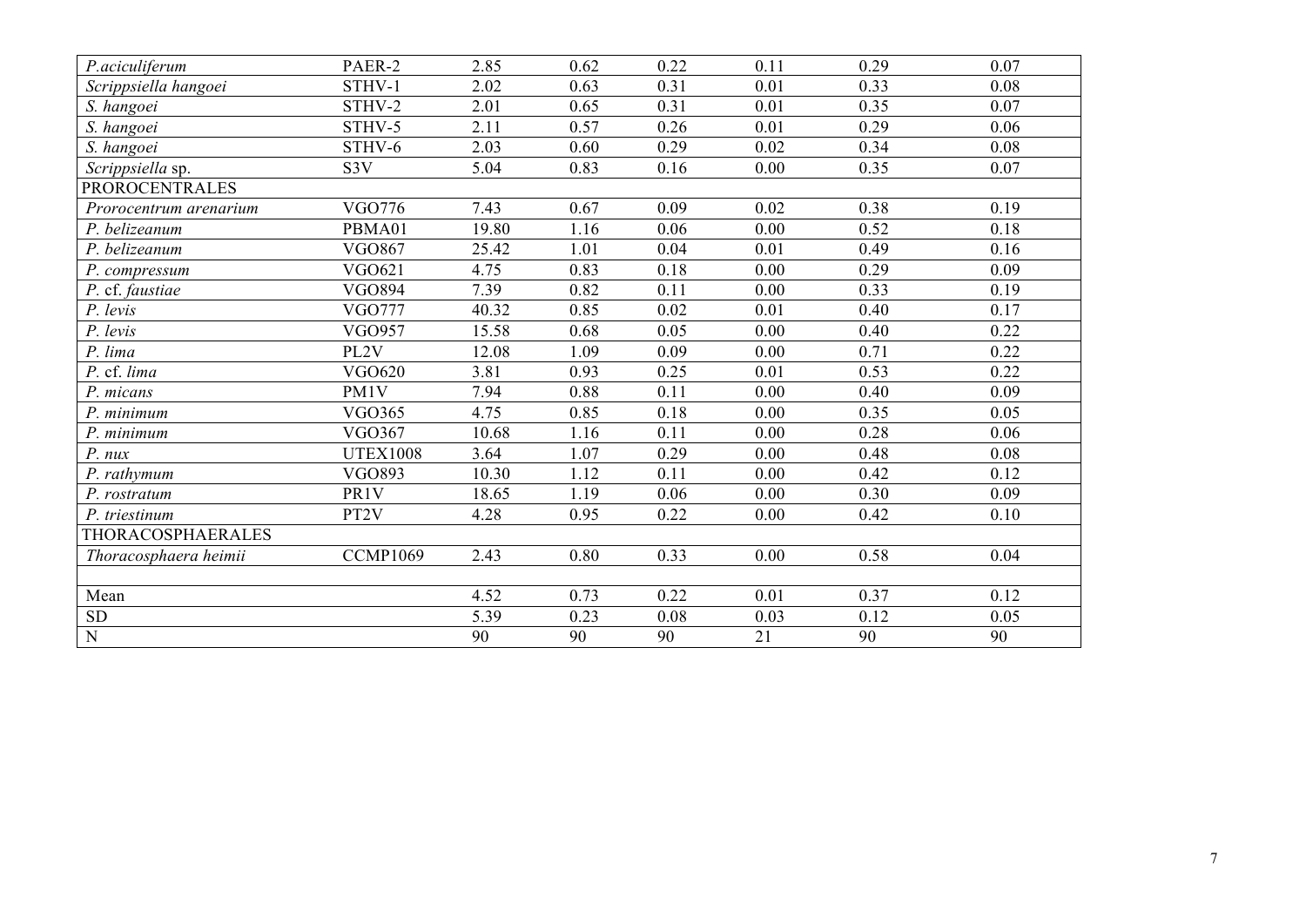| | | | | | | | |
|---|---|---|---|---|---|---|---|
| *P.aciculiferum* | PAER-2 | 2.85 | 0.62 | 0.22 | 0.11 | 0.29 | 0.07 |
| *Scrippsiella hangoei* | STHV-1 | 2.02 | 0.63 | 0.31 | 0.01 | 0.33 | 0.08 |
| *S. hangoei* | STHV-2 | 2.01 | 0.65 | 0.31 | 0.01 | 0.35 | 0.07 |
| *S. hangoei* | STHV-5 | 2.11 | 0.57 | 0.26 | 0.01 | 0.29 | 0.06 |
| *S. hangoei* | STHV-6 | 2.03 | 0.60 | 0.29 | 0.02 | 0.34 | 0.08 |
| *Scrippsiella* sp. | S3V | 5.04 | 0.83 | 0.16 | 0.00 | 0.35 | 0.07 |
| PROROCENTRALES | | | | | | | |
| *Prorocentrum arenarium* | VGO776 | 7.43 | 0.67 | 0.09 | 0.02 | 0.38 | 0.19 |
| *P. belizeanum* | PBMA01 | 19.80 | 1.16 | 0.06 | 0.00 | 0.52 | 0.18 |
| *P. belizeanum* | VGO867 | 25.42 | 1.01 | 0.04 | 0.01 | 0.49 | 0.16 |
| *P. compressum* | VGO621 | 4.75 | 0.83 | 0.18 | 0.00 | 0.29 | 0.09 |
| *P.* cf. *faustiae* | VGO894 | 7.39 | 0.82 | 0.11 | 0.00 | 0.33 | 0.19 |
| *P. levis* | VGO777 | 40.32 | 0.85 | 0.02 | 0.01 | 0.40 | 0.17 |
| *P. levis* | VGO957 | 15.58 | 0.68 | 0.05 | 0.00 | 0.40 | 0.22 |
| *P. lima* | PL2V | 12.08 | 1.09 | 0.09 | 0.00 | 0.71 | 0.22 |
| *P.* cf. *lima* | VGO620 | 3.81 | 0.93 | 0.25 | 0.01 | 0.53 | 0.22 |
| *P. micans* | PM1V | 7.94 | 0.88 | 0.11 | 0.00 | 0.40 | 0.09 |
| *P. minimum* | VGO365 | 4.75 | 0.85 | 0.18 | 0.00 | 0.35 | 0.05 |
| *P. minimum* | VGO367 | 10.68 | 1.16 | 0.11 | 0.00 | 0.28 | 0.06 |
| *P. nux* | UTEX1008 | 3.64 | 1.07 | 0.29 | 0.00 | 0.48 | 0.08 |
| *P. rathymum* | VGO893 | 10.30 | 1.12 | 0.11 | 0.00 | 0.42 | 0.12 |
| *P. rostratum* | PR1V | 18.65 | 1.19 | 0.06 | 0.00 | 0.30 | 0.09 |
| *P. triestinum* | PT2V | 4.28 | 0.95 | 0.22 | 0.00 | 0.42 | 0.10 |
| THORACOSPHAERALES | | | | | | | |
| *Thoracosphaera heimii* | CCMP1069 | 2.43 | 0.80 | 0.33 | 0.00 | 0.58 | 0.04 |
| | | | | | | | |
| Mean | | 4.52 | 0.73 | 0.22 | 0.01 | 0.37 | 0.12 |
| SD | | 5.39 | 0.23 | 0.08 | 0.03 | 0.12 | 0.05 |
| N | | 90 | 90 | 90 | 21 | 90 | 90 |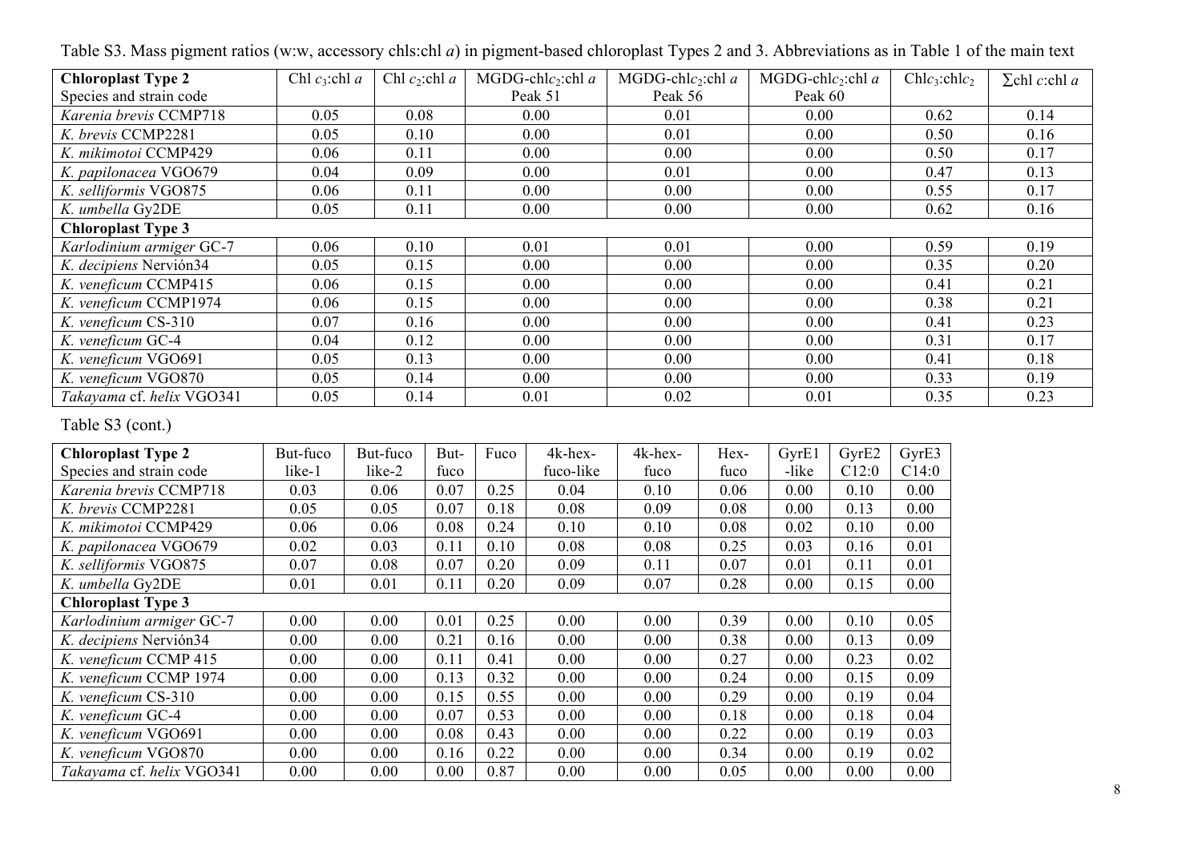Table S3. Mass pigment ratios (w:w, accessory chls:chl *a*) in pigment-based chloroplast Types 2 and 3. Abbreviations as in Table 1 of the main text

| **Chloroplast Type 2** Species and strain code | Chl $c_3$:chl *a* | Chl $c_2$:chl *a* | MGDG-chl$c_2$:chl *a* Peak 51 | MGDG-chl$c_2$:chl *a* Peak 56 | MGDG-chl$c_2$:chl *a* Peak 60 | Chl$c_3$:chl$c_2$ | $\Sigma$chl *c*:chl *a* |
|---|---|---|---|---|---|---|---|
| *Karenia brevis* CCMP718 | 0.05 | 0.08 | 0.00 | 0.01 | 0.00 | 0.62 | 0.14 |
| *K. brevis* CCMP2281 | 0.05 | 0.10 | 0.00 | 0.01 | 0.00 | 0.50 | 0.16 |
| *K. mikimotoi* CCMP429 | 0.06 | 0.11 | 0.00 | 0.00 | 0.00 | 0.50 | 0.17 |
| *K. papilonacea* VGO679 | 0.04 | 0.09 | 0.00 | 0.01 | 0.00 | 0.47 | 0.13 |
| *K. selliformis* VGO875 | 0.06 | 0.11 | 0.00 | 0.00 | 0.00 | 0.55 | 0.17 |
| *K. umbella* Gy2DE | 0.05 | 0.11 | 0.00 | 0.00 | 0.00 | 0.62 | 0.16 |
| **Chloroplast Type 3** | | | | | | | |
| *Karlodinium armiger* GC-7 | 0.06 | 0.10 | 0.01 | 0.01 | 0.00 | 0.59 | 0.19 |
| *K. decipiens* Nervión34 | 0.05 | 0.15 | 0.00 | 0.00 | 0.00 | 0.35 | 0.20 |
| *K. veneficum* CCMP415 | 0.06 | 0.15 | 0.00 | 0.00 | 0.00 | 0.41 | 0.21 |
| *K. veneficum* CCMP1974 | 0.06 | 0.15 | 0.00 | 0.00 | 0.00 | 0.38 | 0.21 |
| *K. veneficum* CS-310 | 0.07 | 0.16 | 0.00 | 0.00 | 0.00 | 0.41 | 0.23 |
| *K. veneficum* GC-4 | 0.04 | 0.12 | 0.00 | 0.00 | 0.00 | 0.31 | 0.17 |
| *K. veneficum* VGO691 | 0.05 | 0.13 | 0.00 | 0.00 | 0.00 | 0.41 | 0.18 |
| *K. veneficum* VGO870 | 0.05 | 0.14 | 0.00 | 0.00 | 0.00 | 0.33 | 0.19 |
| *Takayama* cf. *helix* VGO341 | 0.05 | 0.14 | 0.01 | 0.02 | 0.01 | 0.35 | 0.23 |

Table S3 (cont.)

| **Chloroplast Type 2** Species and strain code | But-fuco like-1 | But-fuco like-2 | But-fuco | Fuco | 4k-hex-fuco-like | 4k-hex-fuco | Hex-fuco | GyrE1 -like | GyrE2 C12:0 | GyrE3 C14:0 |
|---|---|---|---|---|---|---|---|---|---|---|
| *Karenia brevis* CCMP718 | 0.03 | 0.06 | 0.07 | 0.25 | 0.04 | 0.10 | 0.06 | 0.00 | 0.10 | 0.00 |
| *K. brevis* CCMP2281 | 0.05 | 0.05 | 0.07 | 0.18 | 0.08 | 0.09 | 0.08 | 0.00 | 0.13 | 0.00 |
| *K. mikimotoi* CCMP429 | 0.06 | 0.06 | 0.08 | 0.24 | 0.10 | 0.10 | 0.08 | 0.02 | 0.10 | 0.00 |
| *K. papilonacea* VGO679 | 0.02 | 0.03 | 0.11 | 0.10 | 0.08 | 0.08 | 0.25 | 0.03 | 0.16 | 0.01 |
| *K. selliformis* VGO875 | 0.07 | 0.08 | 0.07 | 0.20 | 0.09 | 0.11 | 0.07 | 0.01 | 0.11 | 0.01 |
| *K. umbella* Gy2DE | 0.01 | 0.01 | 0.11 | 0.20 | 0.09 | 0.07 | 0.28 | 0.00 | 0.15 | 0.00 |
| **Chloroplast Type 3** | | | | | | | | | | |
| *Karlodinium armiger* GC-7 | 0.00 | 0.00 | 0.01 | 0.25 | 0.00 | 0.00 | 0.39 | 0.00 | 0.10 | 0.05 |
| *K. decipiens* Nervión34 | 0.00 | 0.00 | 0.21 | 0.16 | 0.00 | 0.00 | 0.38 | 0.00 | 0.13 | 0.09 |
| *K. veneficum* CCMP 415 | 0.00 | 0.00 | 0.11 | 0.41 | 0.00 | 0.00 | 0.27 | 0.00 | 0.23 | 0.02 |
| *K. veneficum* CCMP 1974 | 0.00 | 0.00 | 0.13 | 0.32 | 0.00 | 0.00 | 0.24 | 0.00 | 0.15 | 0.09 |
| *K. veneficum* CS-310 | 0.00 | 0.00 | 0.15 | 0.55 | 0.00 | 0.00 | 0.29 | 0.00 | 0.19 | 0.04 |
| *K. veneficum* GC-4 | 0.00 | 0.00 | 0.07 | 0.53 | 0.00 | 0.00 | 0.18 | 0.00 | 0.18 | 0.04 |
| *K. veneficum* VGO691 | 0.00 | 0.00 | 0.08 | 0.43 | 0.00 | 0.00 | 0.22 | 0.00 | 0.19 | 0.03 |
| *K. veneficum* VGO870 | 0.00 | 0.00 | 0.16 | 0.22 | 0.00 | 0.00 | 0.34 | 0.00 | 0.19 | 0.02 |
| *Takayama* cf. *helix* VGO341 | 0.00 | 0.00 | 0.00 | 0.87 | 0.00 | 0.00 | 0.05 | 0.00 | 0.00 | 0.00 |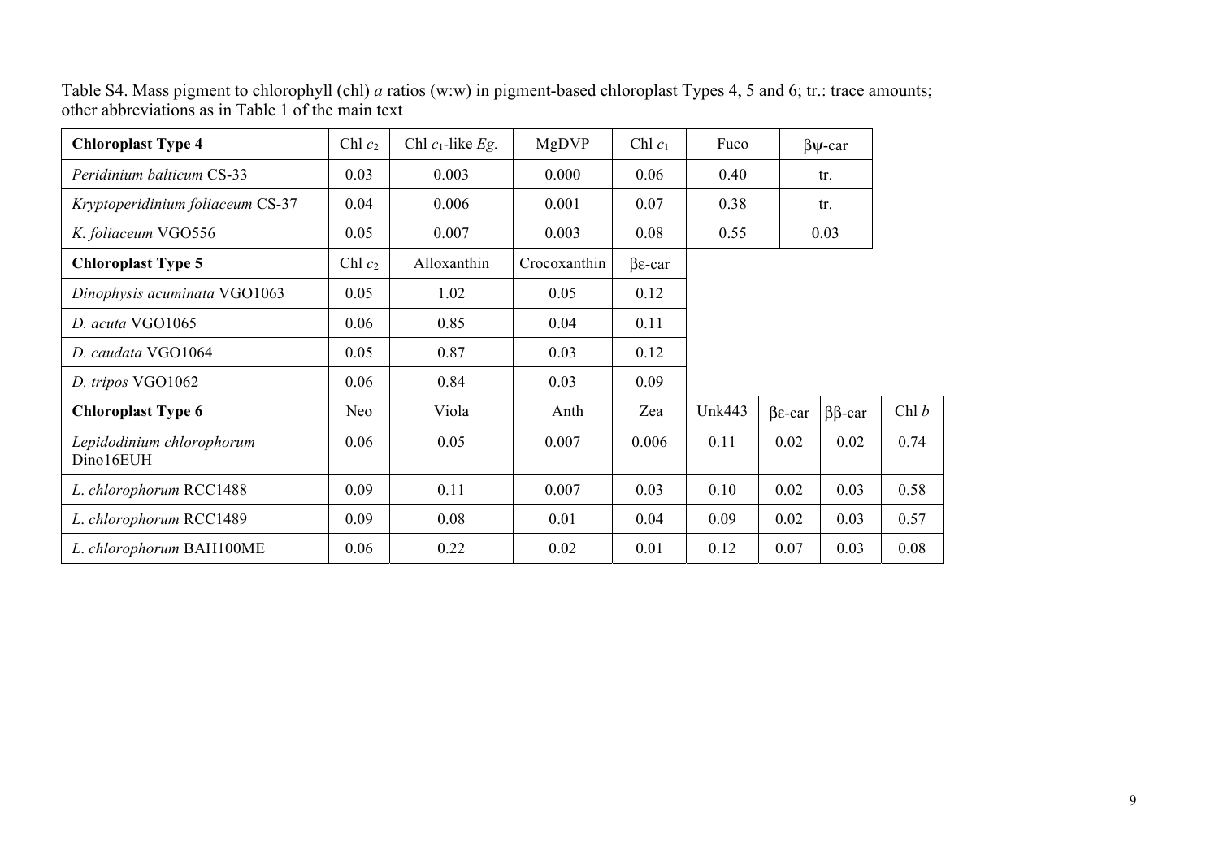Table S4. Mass pigment to chlorophyll (chl) *a* ratios (w:w) in pigment-based chloroplast Types 4, 5 and 6; tr.: trace amounts; other abbreviations as in Table 1 of the main text

| **Chloroplast Type 4** | Chl $c_2$ | Chl $c_1$-like *Eg.* | MgDVP | Chl $c_1$ | Fuco | βψ-car | | |
|---|---|---|---|---|---|---|---|---|
| *Peridinium balticum* CS-33 | 0.03 | 0.003 | 0.000 | 0.06 | 0.40 | tr. | | |
| *Kryptoperidinium foliaceum* CS-37 | 0.04 | 0.006 | 0.001 | 0.07 | 0.38 | tr. | | |
| *K. foliaceum* VGO556 | 0.05 | 0.007 | 0.003 | 0.08 | 0.55 | 0.03 | | |
| **Chloroplast Type 5** | Chl $c_2$ | Alloxanthin | Crocoxanthin | βε-car | | | | |
| *Dinophysis acuminata* VGO1063 | 0.05 | 1.02 | 0.05 | 0.12 | | | | |
| *D. acuta* VGO1065 | 0.06 | 0.85 | 0.04 | 0.11 | | | | |
| *D. caudata* VGO1064 | 0.05 | 0.87 | 0.03 | 0.12 | | | | |
| *D. tripos* VGO1062 | 0.06 | 0.84 | 0.03 | 0.09 | | | | |
| **Chloroplast Type 6** | Neo | Viola | Anth | Zea | Unk443 | βε-car | ββ-car | Chl *b* |
| *Lepidodinium chlorophorum* Dino16EUH | 0.06 | 0.05 | 0.007 | 0.006 | 0.11 | 0.02 | 0.02 | 0.74 |
| *L. chlorophorum* RCC1488 | 0.09 | 0.11 | 0.007 | 0.03 | 0.10 | 0.02 | 0.03 | 0.58 |
| *L. chlorophorum* RCC1489 | 0.09 | 0.08 | 0.01 | 0.04 | 0.09 | 0.02 | 0.03 | 0.57 |
| *L. chlorophorum* BAH100ME | 0.06 | 0.22 | 0.02 | 0.01 | 0.12 | 0.07 | 0.03 | 0.08 |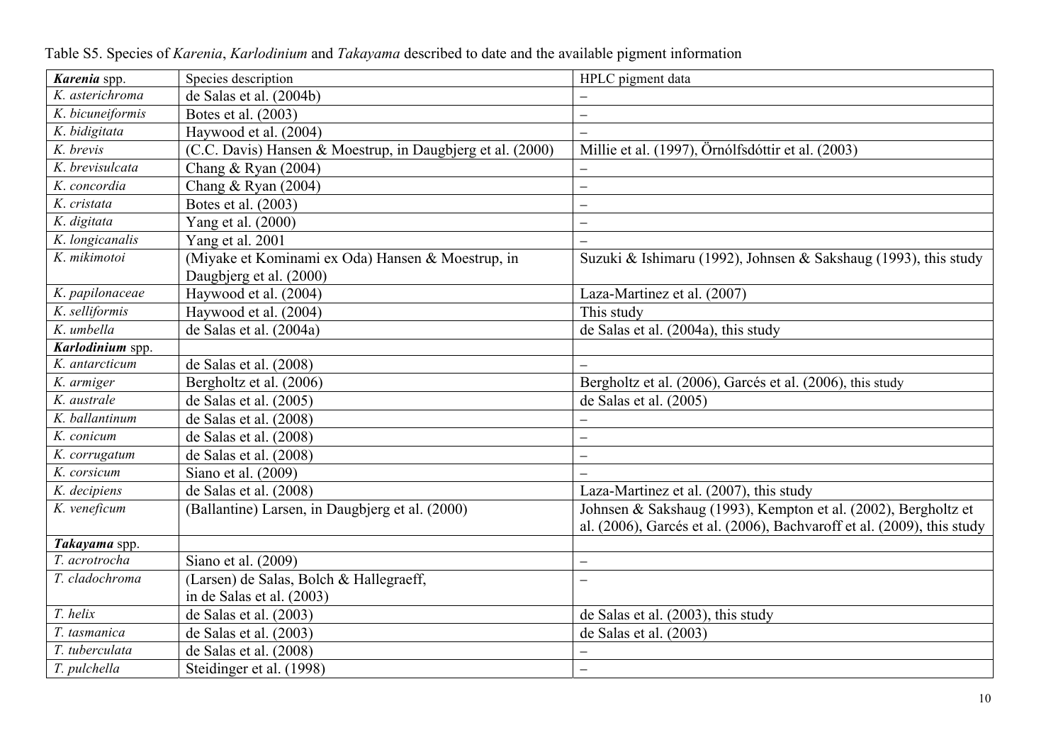Table S5. Species of *Karenia*, *Karlodinium* and *Takayama* described to date and the available pigment information

| ***Karenia*** **spp.** | Species description | HPLC pigment data |
|---|---|---|
| *K. asterichroma* | de Salas et al. (2004b) | – |
| *K. bicuneiformis* | Botes et al. (2003) | – |
| *K. bidigitata* | Haywood et al. (2004) | – |
| *K. brevis* | (C.C. Davis) Hansen & Moestrup, in Daugbjerg et al. (2000) | Millie et al. (1997), Örnólfsdóttir et al. (2003) |
| *K. brevisulcata* | Chang & Ryan (2004) | – |
| *K. concordia* | Chang & Ryan (2004) | – |
| *K. cristata* | Botes et al. (2003) | – |
| *K. digitata* | Yang et al. (2000) | – |
| *K. longicanalis* | Yang et al. 2001 | – |
| *K. mikimotoi* | (Miyake et Kominami ex Oda) Hansen & Moestrup, in Daugbjerg et al. (2000) | Suzuki & Ishimaru (1992), Johnsen & Sakshaug (1993), this study |
| *K. papilonaceae* | Haywood et al. (2004) | Laza-Martinez et al. (2007) |
| *K. selliformis* | Haywood et al. (2004) | This study |
| *K. umbella* | de Salas et al. (2004a) | de Salas et al. (2004a), this study |
| ***Karlodinium*** **spp.** | | |
| *K. antarcticum* | de Salas et al. (2008) | – |
| *K. armiger* | Bergholtz et al. (2006) | Bergholtz et al. (2006), Garcés et al. (2006), this study |
| *K. australe* | de Salas et al. (2005) | de Salas et al. (2005) |
| *K. ballantinum* | de Salas et al. (2008) | – |
| *K. conicum* | de Salas et al. (2008) | – |
| *K. corrugatum* | de Salas et al. (2008) | – |
| *K. corsicum* | Siano et al. (2009) | – |
| *K. decipiens* | de Salas et al. (2008) | Laza-Martinez et al. (2007), this study |
| *K. veneficum* | (Ballantine) Larsen, in Daugbjerg et al. (2000) | Johnsen & Sakshaug (1993), Kempton et al. (2002), Bergholtz et al. (2006), Garcés et al. (2006), Bachvaroff et al. (2009), this study |
| ***Takayama*** **spp.** | | |
| *T. acrotrocha* | Siano et al. (2009) | – |
| *T. cladochroma* | (Larsen) de Salas, Bolch & Hallegraeff, in de Salas et al. (2003) | – |
| *T. helix* | de Salas et al. (2003) | de Salas et al. (2003), this study |
| *T. tasmanica* | de Salas et al. (2003) | de Salas et al. (2003) |
| *T. tuberculata* | de Salas et al. (2008) | – |
| *T. pulchella* | Steidinger et al. (1998) | – |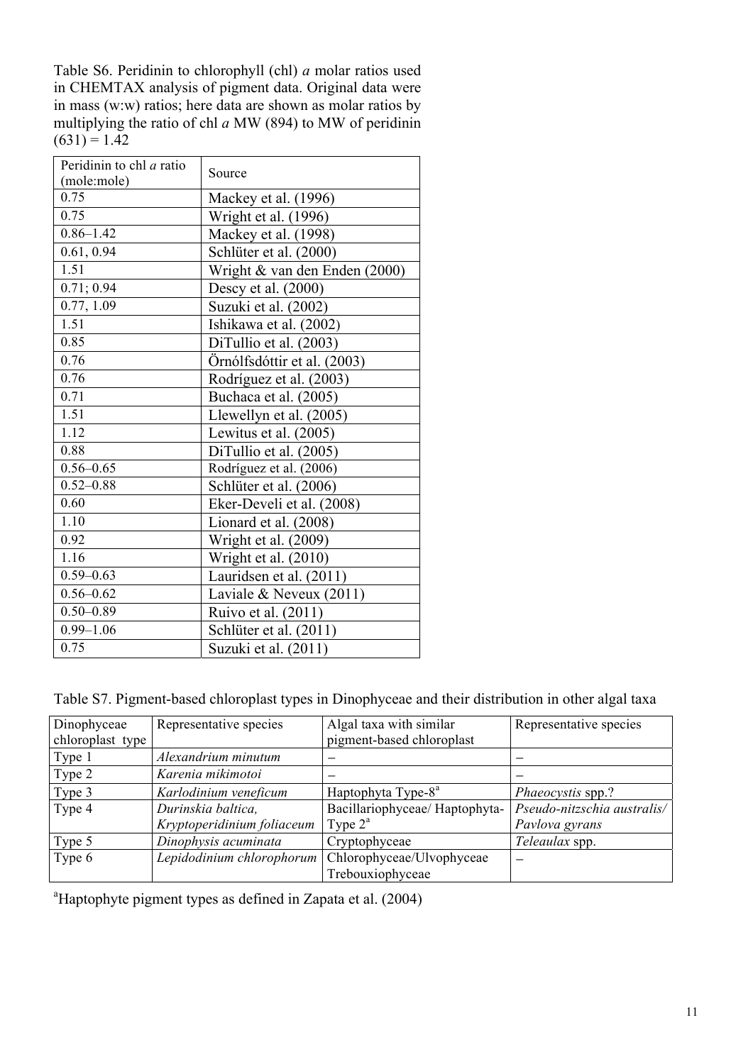Table S6. Peridinin to chlorophyll (chl) *a* molar ratios used in CHEMTAX analysis of pigment data. Original data were in mass (w:w) ratios; here data are shown as molar ratios by multiplying the ratio of chl *a* MW (894) to MW of peridinin (631) = 1.42

| Peridinin to chl *a* ratio (mole:mole) | Source |
|---|---|
| 0.75 | Mackey et al. (1996) |
| 0.75 | Wright et al. (1996) |
| 0.86–1.42 | Mackey et al. (1998) |
| 0.61, 0.94 | Schlüter et al. (2000) |
| 1.51 | Wright & van den Enden (2000) |
| 0.71; 0.94 | Descy et al. (2000) |
| 0.77, 1.09 | Suzuki et al. (2002) |
| 1.51 | Ishikawa et al. (2002) |
| 0.85 | DiTullio et al. (2003) |
| 0.76 | Örnólfsdóttir et al. (2003) |
| 0.76 | Rodríguez et al. (2003) |
| 0.71 | Buchaca et al. (2005) |
| 1.51 | Llewellyn et al. (2005) |
| 1.12 | Lewitus et al. (2005) |
| 0.88 | DiTullio et al. (2005) |
| 0.56–0.65 | Rodríguez et al. (2006) |
| 0.52–0.88 | Schlüter et al. (2006) |
| 0.60 | Eker-Develi et al. (2008) |
| 1.10 | Lionard et al. (2008) |
| 0.92 | Wright et al. (2009) |
| 1.16 | Wright et al. (2010) |
| 0.59–0.63 | Lauridsen et al. (2011) |
| 0.56–0.62 | Laviale & Neveux (2011) |
| 0.50–0.89 | Ruivo et al. (2011) |
| 0.99–1.06 | Schlüter et al. (2011) |
| 0.75 | Suzuki et al. (2011) |

Table S7. Pigment-based chloroplast types in Dinophyceae and their distribution in other algal taxa

| Dinophyceae chloroplast type | Representative species | Algal taxa with similar pigment-based chloroplast | Representative species |
|---|---|---|---|
| Type 1 | *Alexandrium minutum* | – | – |
| Type 2 | *Karenia mikimotoi* | – | – |
| Type 3 | *Karlodinium veneficum* | Haptophyta Type-8[a] | *Phaeocystis* spp.? |
| Type 4 | *Durinskia baltica*, *Kryptoperidinium foliaceum* | Bacillariophyceae/ Haptophyta-Type 2[a] | *Pseudo-nitzschia australis*/ *Pavlova gyrans* |
| Type 5 | *Dinophysis acuminata* | Cryptophyceae | *Teleaulax* spp. |
| Type 6 | *Lepidodinium chlorophorum* | Chlorophyceae/Ulvophyceae Trebouxiophyceae | – |

[a]Haptophyte pigment types as defined in Zapata et al. (2004)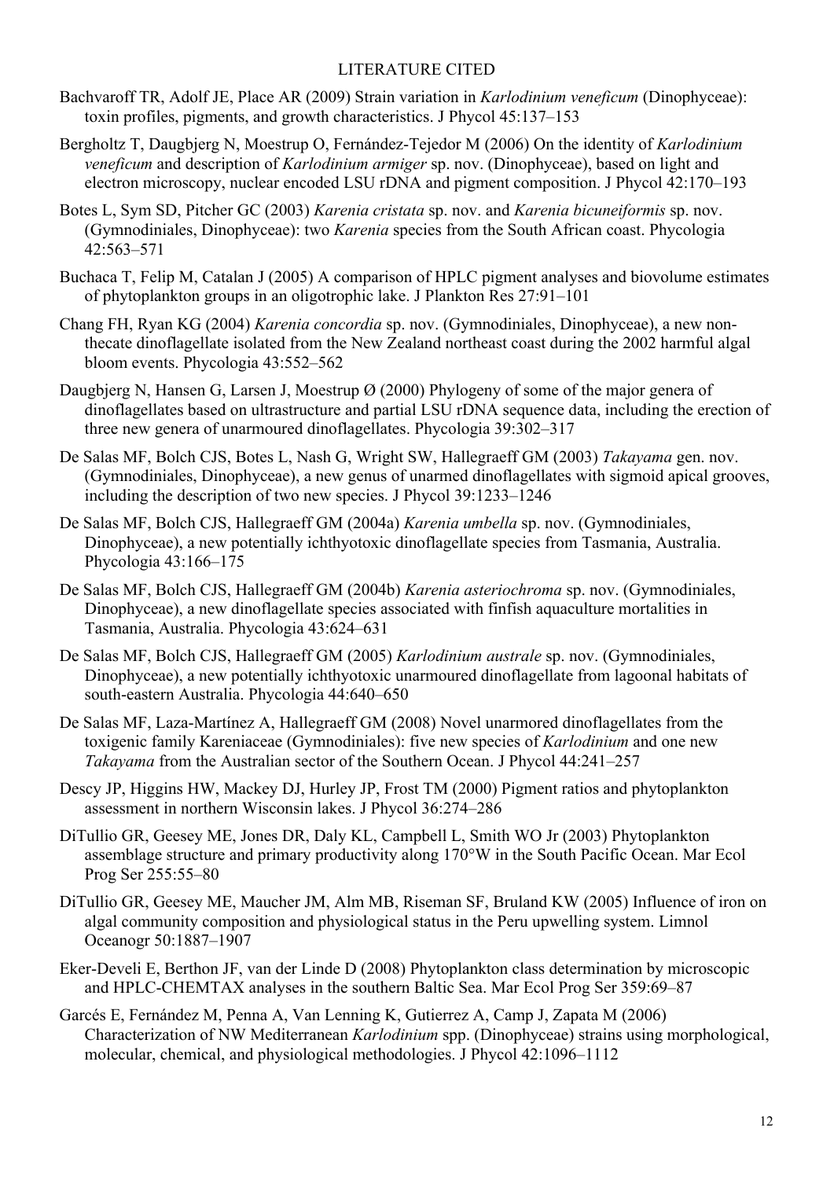## LITERATURE CITED

Bachvaroff TR, Adolf JE, Place AR (2009) Strain variation in *Karlodinium veneficum* (Dinophyceae): toxin profiles, pigments, and growth characteristics. J Phycol 45:137–153

Bergholtz T, Daugbjerg N, Moestrup O, Fernández-Tejedor M (2006) On the identity of *Karlodinium veneficum* and description of *Karlodinium armiger* sp. nov. (Dinophyceae), based on light and electron microscopy, nuclear encoded LSU rDNA and pigment composition. J Phycol 42:170–193

Botes L, Sym SD, Pitcher GC (2003) *Karenia cristata* sp. nov. and *Karenia bicuneiformis* sp. nov. (Gymnodiniales, Dinophyceae): two *Karenia* species from the South African coast. Phycologia 42:563–571

Buchaca T, Felip M, Catalan J (2005) A comparison of HPLC pigment analyses and biovolume estimates of phytoplankton groups in an oligotrophic lake. J Plankton Res 27:91–101

Chang FH, Ryan KG (2004) *Karenia concordia* sp. nov. (Gymnodiniales, Dinophyceae), a new non-thecate dinoflagellate isolated from the New Zealand northeast coast during the 2002 harmful algal bloom events. Phycologia 43:552–562

Daugbjerg N, Hansen G, Larsen J, Moestrup Ø (2000) Phylogeny of some of the major genera of dinoflagellates based on ultrastructure and partial LSU rDNA sequence data, including the erection of three new genera of unarmoured dinoflagellates. Phycologia 39:302–317

De Salas MF, Bolch CJS, Botes L, Nash G, Wright SW, Hallegraeff GM (2003) *Takayama* gen. nov. (Gymnodiniales, Dinophyceae), a new genus of unarmed dinoflagellates with sigmoid apical grooves, including the description of two new species. J Phycol 39:1233–1246

De Salas MF, Bolch CJS, Hallegraeff GM (2004a) *Karenia umbella* sp. nov. (Gymnodiniales, Dinophyceae), a new potentially ichthyotoxic dinoflagellate species from Tasmania, Australia. Phycologia 43:166–175

De Salas MF, Bolch CJS, Hallegraeff GM (2004b) *Karenia asteriochroma* sp. nov. (Gymnodiniales, Dinophyceae), a new dinoflagellate species associated with finfish aquaculture mortalities in Tasmania, Australia. Phycologia 43:624–631

De Salas MF, Bolch CJS, Hallegraeff GM (2005) *Karlodinium australe* sp. nov. (Gymnodiniales, Dinophyceae), a new potentially ichthyotoxic unarmoured dinoflagellate from lagoonal habitats of south-eastern Australia. Phycologia 44:640–650

De Salas MF, Laza-Martínez A, Hallegraeff GM (2008) Novel unarmored dinoflagellates from the toxigenic family Kareniaceae (Gymnodiniales): five new species of *Karlodinium* and one new *Takayama* from the Australian sector of the Southern Ocean. J Phycol 44:241–257

Descy JP, Higgins HW, Mackey DJ, Hurley JP, Frost TM (2000) Pigment ratios and phytoplankton assessment in northern Wisconsin lakes. J Phycol 36:274–286

DiTullio GR, Geesey ME, Jones DR, Daly KL, Campbell L, Smith WO Jr (2003) Phytoplankton assemblage structure and primary productivity along 170°W in the South Pacific Ocean. Mar Ecol Prog Ser 255:55–80

DiTullio GR, Geesey ME, Maucher JM, Alm MB, Riseman SF, Bruland KW (2005) Influence of iron on algal community composition and physiological status in the Peru upwelling system. Limnol Oceanogr 50:1887–1907

Eker-Develi E, Berthon JF, van der Linde D (2008) Phytoplankton class determination by microscopic and HPLC-CHEMTAX analyses in the southern Baltic Sea. Mar Ecol Prog Ser 359:69–87

Garcés E, Fernández M, Penna A, Van Lenning K, Gutierrez A, Camp J, Zapata M (2006) Characterization of NW Mediterranean *Karlodinium* spp. (Dinophyceae) strains using morphological, molecular, chemical, and physiological methodologies. J Phycol 42:1096–1112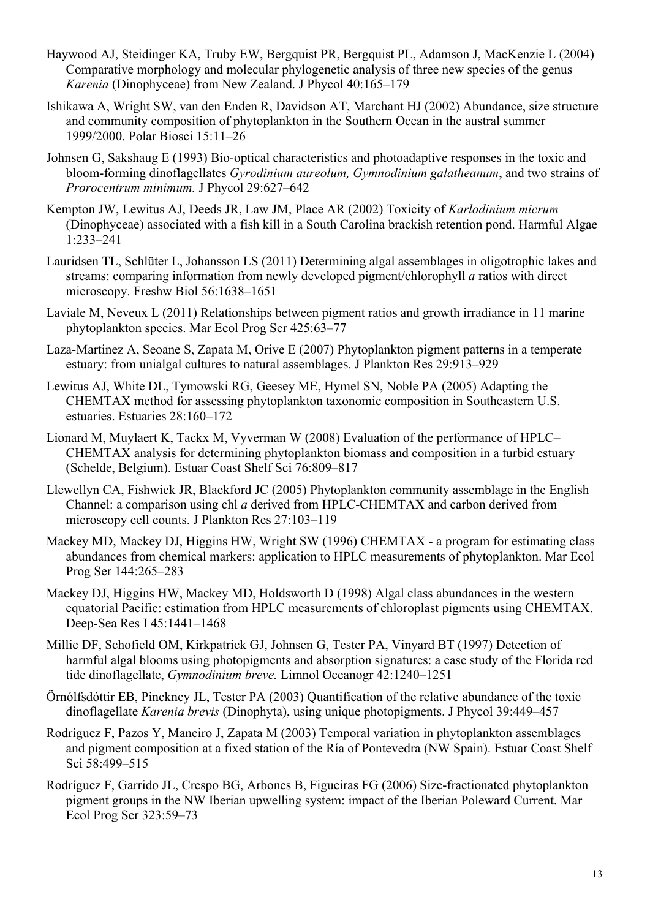Haywood AJ, Steidinger KA, Truby EW, Bergquist PR, Bergquist PL, Adamson J, MacKenzie L (2004) Comparative morphology and molecular phylogenetic analysis of three new species of the genus *Karenia* (Dinophyceae) from New Zealand. J Phycol 40:165–179

Ishikawa A, Wright SW, van den Enden R, Davidson AT, Marchant HJ (2002) Abundance, size structure and community composition of phytoplankton in the Southern Ocean in the austral summer 1999/2000. Polar Biosci 15:11–26

Johnsen G, Sakshaug E (1993) Bio-optical characteristics and photoadaptive responses in the toxic and bloom-forming dinoflagellates *Gyrodinium aureolum, Gymnodinium galatheanum*, and two strains of *Prorocentrum minimum.* J Phycol 29:627–642

Kempton JW, Lewitus AJ, Deeds JR, Law JM, Place AR (2002) Toxicity of *Karlodinium micrum* (Dinophyceae) associated with a fish kill in a South Carolina brackish retention pond. Harmful Algae 1:233–241

Lauridsen TL, Schlüter L, Johansson LS (2011) Determining algal assemblages in oligotrophic lakes and streams: comparing information from newly developed pigment/chlorophyll *a* ratios with direct microscopy. Freshw Biol 56:1638–1651

Laviale M, Neveux L (2011) Relationships between pigment ratios and growth irradiance in 11 marine phytoplankton species. Mar Ecol Prog Ser 425:63–77

Laza-Martinez A, Seoane S, Zapata M, Orive E (2007) Phytoplankton pigment patterns in a temperate estuary: from unialgal cultures to natural assemblages. J Plankton Res 29:913–929

Lewitus AJ, White DL, Tymowski RG, Geesey ME, Hymel SN, Noble PA (2005) Adapting the CHEMTAX method for assessing phytoplankton taxonomic composition in Southeastern U.S. estuaries. Estuaries 28:160–172

Lionard M, Muylaert K, Tackx M, Vyverman W (2008) Evaluation of the performance of HPLC–CHEMTAX analysis for determining phytoplankton biomass and composition in a turbid estuary (Schelde, Belgium). Estuar Coast Shelf Sci 76:809–817

Llewellyn CA, Fishwick JR, Blackford JC (2005) Phytoplankton community assemblage in the English Channel: a comparison using chl *a* derived from HPLC-CHEMTAX and carbon derived from microscopy cell counts. J Plankton Res 27:103–119

Mackey MD, Mackey DJ, Higgins HW, Wright SW (1996) CHEMTAX - a program for estimating class abundances from chemical markers: application to HPLC measurements of phytoplankton. Mar Ecol Prog Ser 144:265–283

Mackey DJ, Higgins HW, Mackey MD, Holdsworth D (1998) Algal class abundances in the western equatorial Pacific: estimation from HPLC measurements of chloroplast pigments using CHEMTAX. Deep-Sea Res I 45:1441–1468

Millie DF, Schofield OM, Kirkpatrick GJ, Johnsen G, Tester PA, Vinyard BT (1997) Detection of harmful algal blooms using photopigments and absorption signatures: a case study of the Florida red tide dinoflagellate, *Gymnodinium breve.* Limnol Oceanogr 42:1240–1251

Örnólfsdóttir EB, Pinckney JL, Tester PA (2003) Quantification of the relative abundance of the toxic dinoflagellate *Karenia brevis* (Dinophyta), using unique photopigments. J Phycol 39:449–457

Rodríguez F, Pazos Y, Maneiro J, Zapata M (2003) Temporal variation in phytoplankton assemblages and pigment composition at a fixed station of the Ría of Pontevedra (NW Spain). Estuar Coast Shelf Sci 58:499–515

Rodríguez F, Garrido JL, Crespo BG, Arbones B, Figueiras FG (2006) Size-fractionated phytoplankton pigment groups in the NW Iberian upwelling system: impact of the Iberian Poleward Current. Mar Ecol Prog Ser 323:59–73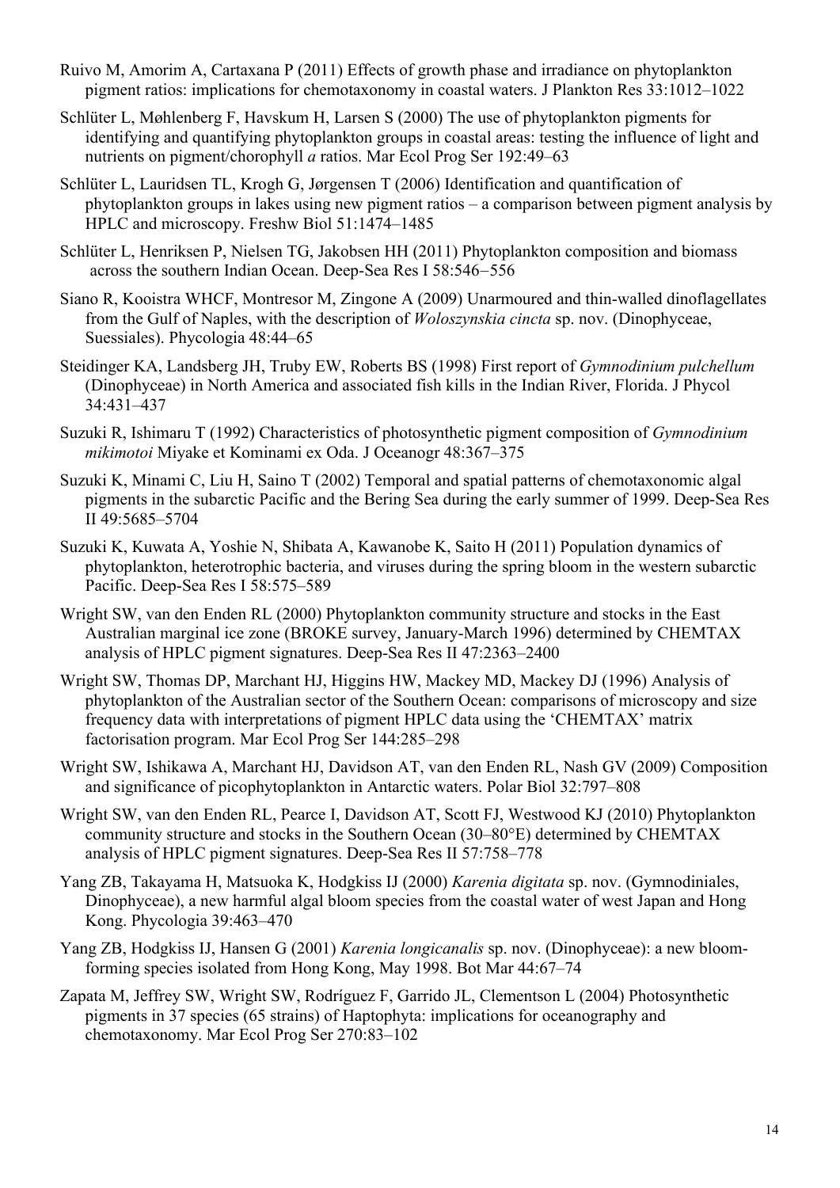Ruivo M, Amorim A, Cartaxana P (2011) Effects of growth phase and irradiance on phytoplankton pigment ratios: implications for chemotaxonomy in coastal waters. J Plankton Res 33:1012–1022

Schlüter L, Møhlenberg F, Havskum H, Larsen S (2000) The use of phytoplankton pigments for identifying and quantifying phytoplankton groups in coastal areas: testing the influence of light and nutrients on pigment/chorophyll *a* ratios. Mar Ecol Prog Ser 192:49–63

Schlüter L, Lauridsen TL, Krogh G, Jørgensen T (2006) Identification and quantification of phytoplankton groups in lakes using new pigment ratios – a comparison between pigment analysis by HPLC and microscopy. Freshw Biol 51:1474–1485

Schlüter L, Henriksen P, Nielsen TG, Jakobsen HH (2011) Phytoplankton composition and biomass across the southern Indian Ocean. Deep-Sea Res I 58:546−556

Siano R, Kooistra WHCF, Montresor M, Zingone A (2009) Unarmoured and thin-walled dinoflagellates from the Gulf of Naples, with the description of *Woloszynskia cincta* sp. nov. (Dinophyceae, Suessiales). Phycologia 48:44–65

Steidinger KA, Landsberg JH, Truby EW, Roberts BS (1998) First report of *Gymnodinium pulchellum* (Dinophyceae) in North America and associated fish kills in the Indian River, Florida. J Phycol 34:431–437

Suzuki R, Ishimaru T (1992) Characteristics of photosynthetic pigment composition of *Gymnodinium mikimotoi* Miyake et Kominami ex Oda. J Oceanogr 48:367–375

Suzuki K, Minami C, Liu H, Saino T (2002) Temporal and spatial patterns of chemotaxonomic algal pigments in the subarctic Pacific and the Bering Sea during the early summer of 1999. Deep-Sea Res II 49:5685–5704

Suzuki K, Kuwata A, Yoshie N, Shibata A, Kawanobe K, Saito H (2011) Population dynamics of phytoplankton, heterotrophic bacteria, and viruses during the spring bloom in the western subarctic Pacific. Deep-Sea Res I 58:575–589

Wright SW, van den Enden RL (2000) Phytoplankton community structure and stocks in the East Australian marginal ice zone (BROKE survey, January-March 1996) determined by CHEMTAX analysis of HPLC pigment signatures. Deep-Sea Res II 47:2363–2400

Wright SW, Thomas DP, Marchant HJ, Higgins HW, Mackey MD, Mackey DJ (1996) Analysis of phytoplankton of the Australian sector of the Southern Ocean: comparisons of microscopy and size frequency data with interpretations of pigment HPLC data using the 'CHEMTAX' matrix factorisation program. Mar Ecol Prog Ser 144:285–298

Wright SW, Ishikawa A, Marchant HJ, Davidson AT, van den Enden RL, Nash GV (2009) Composition and significance of picophytoplankton in Antarctic waters. Polar Biol 32:797–808

Wright SW, van den Enden RL, Pearce I, Davidson AT, Scott FJ, Westwood KJ (2010) Phytoplankton community structure and stocks in the Southern Ocean (30–80°E) determined by CHEMTAX analysis of HPLC pigment signatures. Deep-Sea Res II 57:758–778

Yang ZB, Takayama H, Matsuoka K, Hodgkiss IJ (2000) *Karenia digitata* sp. nov. (Gymnodiniales, Dinophyceae), a new harmful algal bloom species from the coastal water of west Japan and Hong Kong. Phycologia 39:463–470

Yang ZB, Hodgkiss IJ, Hansen G (2001) *Karenia longicanalis* sp. nov. (Dinophyceae): a new bloom-forming species isolated from Hong Kong, May 1998. Bot Mar 44:67–74

Zapata M, Jeffrey SW, Wright SW, Rodríguez F, Garrido JL, Clementson L (2004) Photosynthetic pigments in 37 species (65 strains) of Haptophyta: implications for oceanography and chemotaxonomy. Mar Ecol Prog Ser 270:83–102